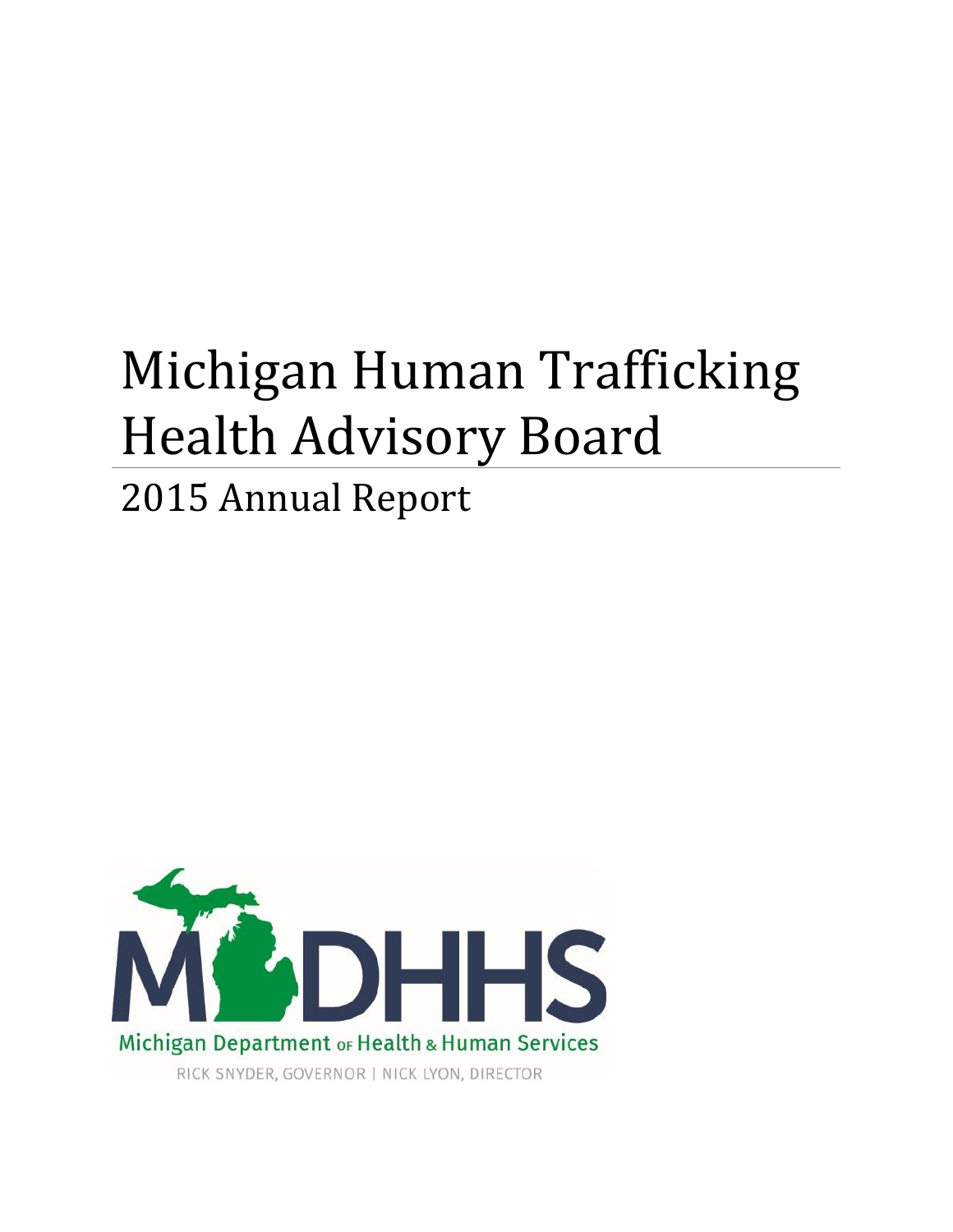# Michigan Human Trafficking Health Advisory Board

## 2015 Annual Report

Michigan Department of Health & Human Services

RICK SNYDER, GOVERNOR | NICK LYON, DIRECTOR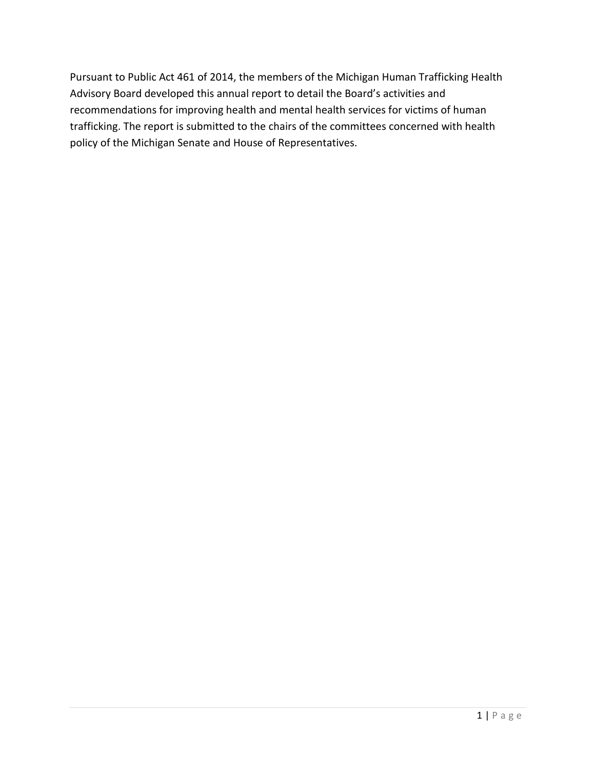Pursuant to Public Act 461 of 2014, the members of the Michigan Human Trafficking Health Advisory Board developed this annual report to detail the Board's activities and recommendations for improving health and mental health services for victims of human trafficking. The report is submitted to the chairs of the committees concerned with health policy of the Michigan Senate and House of Representatives.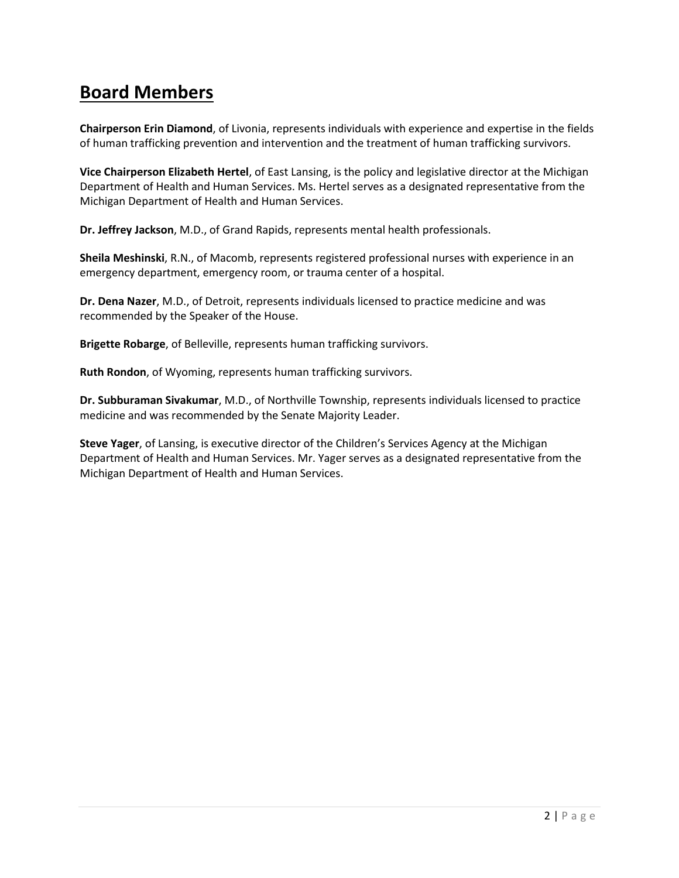## Board Members

**Chairperson Erin Diamond**, of Livonia, represents individuals with experience and expertise in the fields of human trafficking prevention and intervention and the treatment of human trafficking survivors.

**Vice Chairperson Elizabeth Hertel**, of East Lansing, is the policy and legislative director at the Michigan Department of Health and Human Services. Ms. Hertel serves as a designated representative from the Michigan Department of Health and Human Services.

**Dr. Jeffrey Jackson**, M.D., of Grand Rapids, represents mental health professionals.

**Sheila Meshinski**, R.N., of Macomb, represents registered professional nurses with experience in an emergency department, emergency room, or trauma center of a hospital.

**Dr. Dena Nazer**, M.D., of Detroit, represents individuals licensed to practice medicine and was recommended by the Speaker of the House.

**Brigette Robarge**, of Belleville, represents human trafficking survivors.

**Ruth Rondon**, of Wyoming, represents human trafficking survivors.

**Dr. Subburaman Sivakumar**, M.D., of Northville Township, represents individuals licensed to practice medicine and was recommended by the Senate Majority Leader.

**Steve Yager**, of Lansing, is executive director of the Children's Services Agency at the Michigan Department of Health and Human Services. Mr. Yager serves as a designated representative from the Michigan Department of Health and Human Services.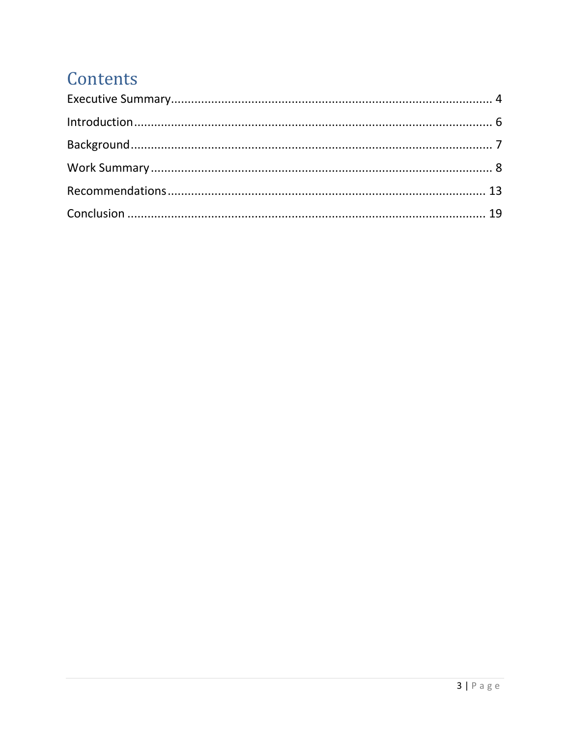# Contents

Executive Summary ........................................................................................... 4

Introduction ....................................................................................................... 6

Background ....................................................................................................... 7

Work Summary ................................................................................................. 8

Recommendations .......................................................................................... 13

Conclusion ...................................................................................................... 19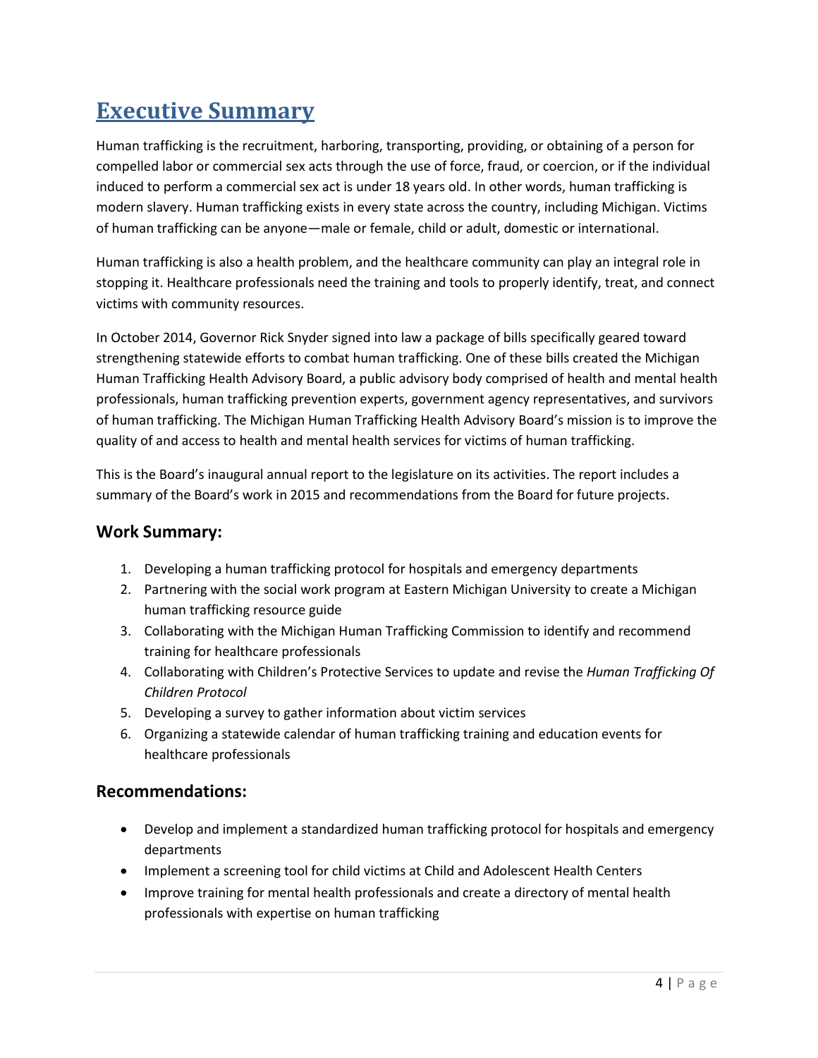# Executive Summary

Human trafficking is the recruitment, harboring, transporting, providing, or obtaining of a person for compelled labor or commercial sex acts through the use of force, fraud, or coercion, or if the individual induced to perform a commercial sex act is under 18 years old. In other words, human trafficking is modern slavery. Human trafficking exists in every state across the country, including Michigan. Victims of human trafficking can be anyone—male or female, child or adult, domestic or international.

Human trafficking is also a health problem, and the healthcare community can play an integral role in stopping it. Healthcare professionals need the training and tools to properly identify, treat, and connect victims with community resources.

In October 2014, Governor Rick Snyder signed into law a package of bills specifically geared toward strengthening statewide efforts to combat human trafficking. One of these bills created the Michigan Human Trafficking Health Advisory Board, a public advisory body comprised of health and mental health professionals, human trafficking prevention experts, government agency representatives, and survivors of human trafficking. The Michigan Human Trafficking Health Advisory Board's mission is to improve the quality of and access to health and mental health services for victims of human trafficking.

This is the Board's inaugural annual report to the legislature on its activities. The report includes a summary of the Board's work in 2015 and recommendations from the Board for future projects.

## Work Summary:

1. Developing a human trafficking protocol for hospitals and emergency departments
2. Partnering with the social work program at Eastern Michigan University to create a Michigan human trafficking resource guide
3. Collaborating with the Michigan Human Trafficking Commission to identify and recommend training for healthcare professionals
4. Collaborating with Children's Protective Services to update and revise the *Human Trafficking Of Children Protocol*
5. Developing a survey to gather information about victim services
6. Organizing a statewide calendar of human trafficking training and education events for healthcare professionals

## Recommendations:

- Develop and implement a standardized human trafficking protocol for hospitals and emergency departments
- Implement a screening tool for child victims at Child and Adolescent Health Centers
- Improve training for mental health professionals and create a directory of mental health professionals with expertise on human trafficking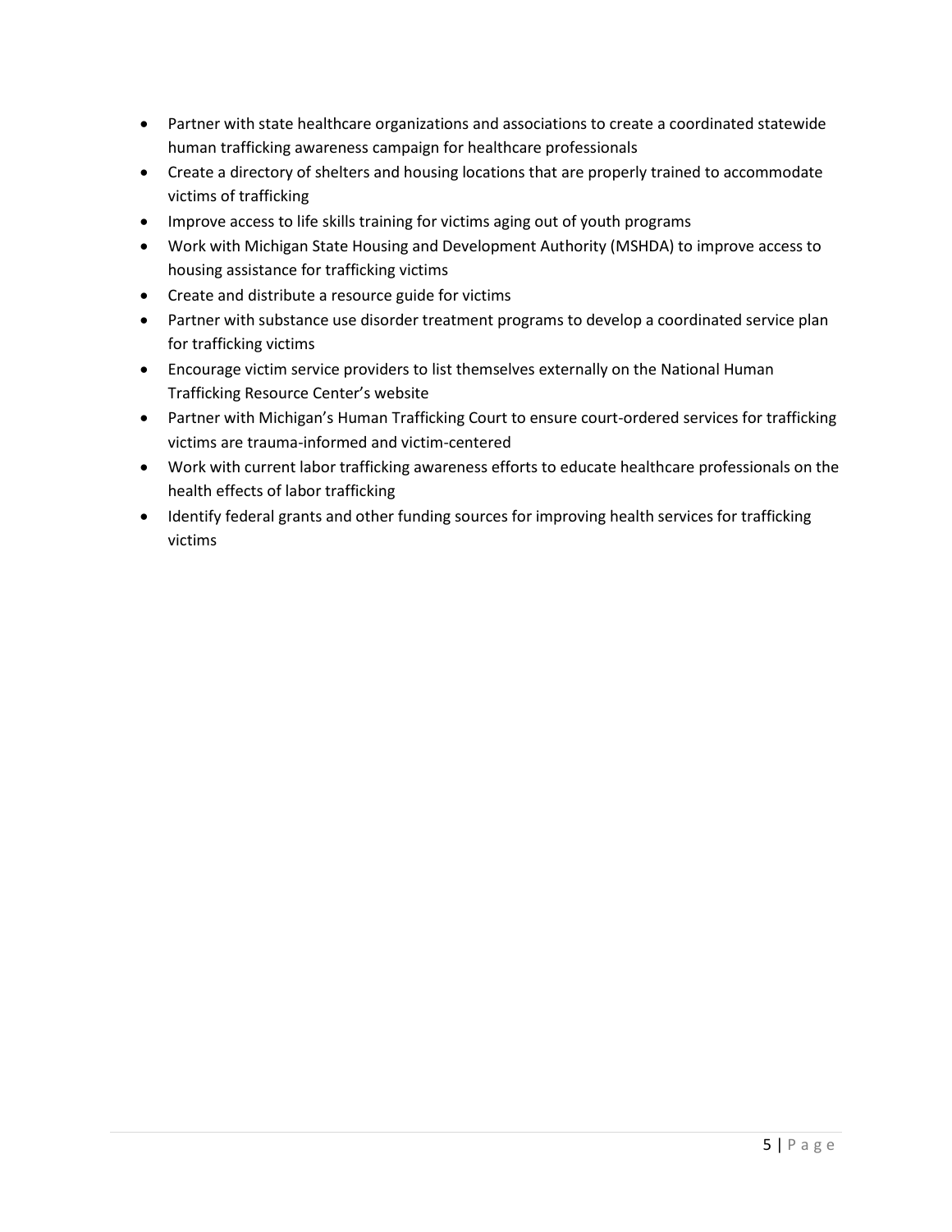- Partner with state healthcare organizations and associations to create a coordinated statewide human trafficking awareness campaign for healthcare professionals
- Create a directory of shelters and housing locations that are properly trained to accommodate victims of trafficking
- Improve access to life skills training for victims aging out of youth programs
- Work with Michigan State Housing and Development Authority (MSHDA) to improve access to housing assistance for trafficking victims
- Create and distribute a resource guide for victims
- Partner with substance use disorder treatment programs to develop a coordinated service plan for trafficking victims
- Encourage victim service providers to list themselves externally on the National Human Trafficking Resource Center's website
- Partner with Michigan's Human Trafficking Court to ensure court-ordered services for trafficking victims are trauma-informed and victim-centered
- Work with current labor trafficking awareness efforts to educate healthcare professionals on the health effects of labor trafficking
- Identify federal grants and other funding sources for improving health services for trafficking victims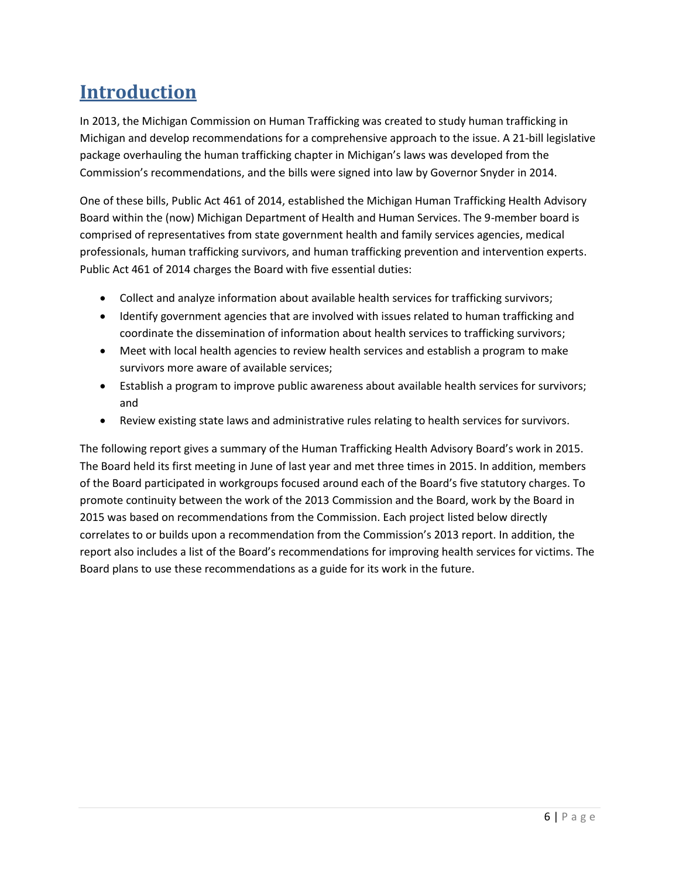# Introduction

In 2013, the Michigan Commission on Human Trafficking was created to study human trafficking in Michigan and develop recommendations for a comprehensive approach to the issue. A 21-bill legislative package overhauling the human trafficking chapter in Michigan's laws was developed from the Commission's recommendations, and the bills were signed into law by Governor Snyder in 2014.

One of these bills, Public Act 461 of 2014, established the Michigan Human Trafficking Health Advisory Board within the (now) Michigan Department of Health and Human Services. The 9-member board is comprised of representatives from state government health and family services agencies, medical professionals, human trafficking survivors, and human trafficking prevention and intervention experts. Public Act 461 of 2014 charges the Board with five essential duties:

- Collect and analyze information about available health services for trafficking survivors;
- Identify government agencies that are involved with issues related to human trafficking and coordinate the dissemination of information about health services to trafficking survivors;
- Meet with local health agencies to review health services and establish a program to make survivors more aware of available services;
- Establish a program to improve public awareness about available health services for survivors; and
- Review existing state laws and administrative rules relating to health services for survivors.

The following report gives a summary of the Human Trafficking Health Advisory Board's work in 2015. The Board held its first meeting in June of last year and met three times in 2015. In addition, members of the Board participated in workgroups focused around each of the Board's five statutory charges. To promote continuity between the work of the 2013 Commission and the Board, work by the Board in 2015 was based on recommendations from the Commission. Each project listed below directly correlates to or builds upon a recommendation from the Commission's 2013 report. In addition, the report also includes a list of the Board's recommendations for improving health services for victims. The Board plans to use these recommendations as a guide for its work in the future.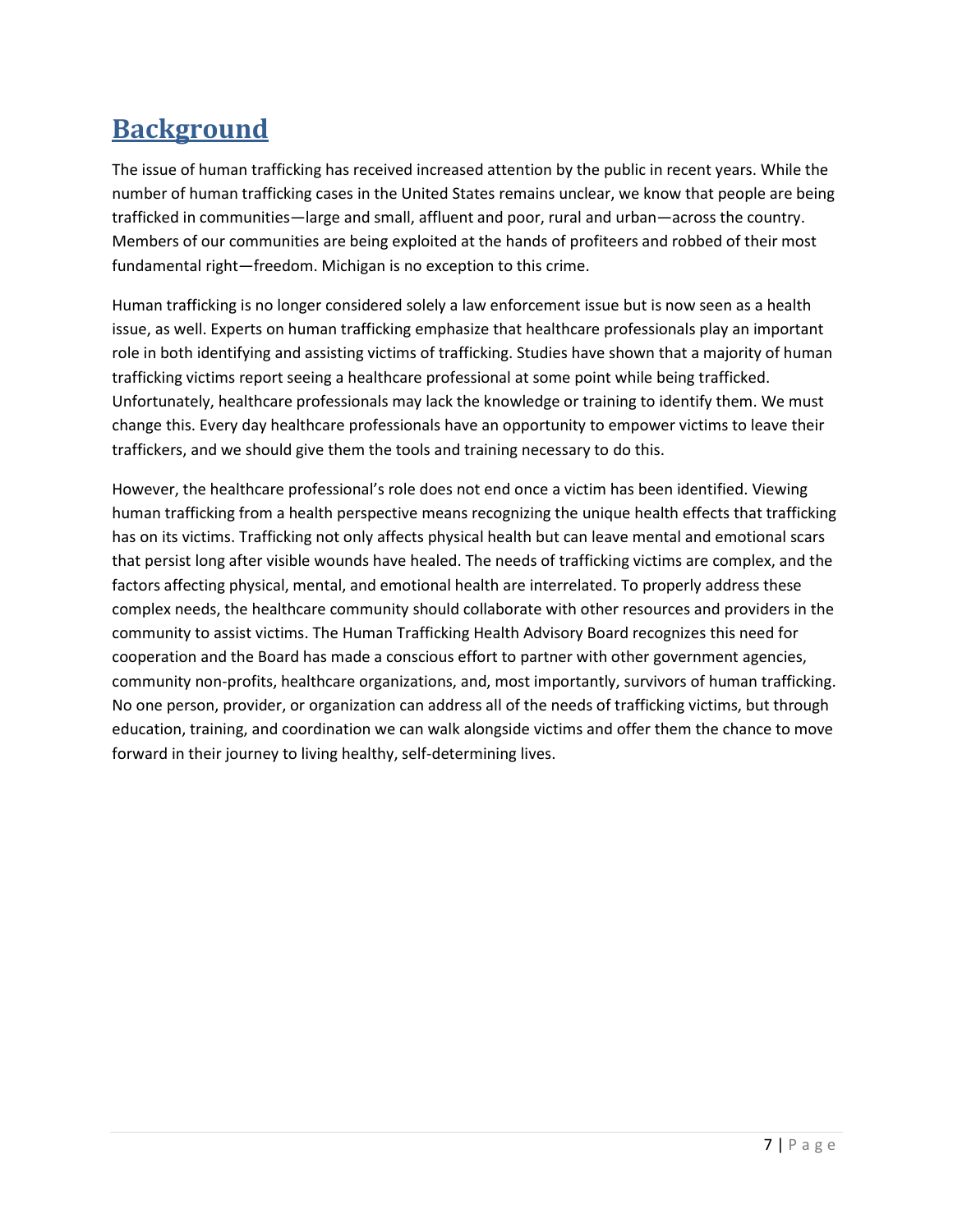# Background

The issue of human trafficking has received increased attention by the public in recent years. While the number of human trafficking cases in the United States remains unclear, we know that people are being trafficked in communities—large and small, affluent and poor, rural and urban—across the country. Members of our communities are being exploited at the hands of profiteers and robbed of their most fundamental right—freedom. Michigan is no exception to this crime.

Human trafficking is no longer considered solely a law enforcement issue but is now seen as a health issue, as well. Experts on human trafficking emphasize that healthcare professionals play an important role in both identifying and assisting victims of trafficking. Studies have shown that a majority of human trafficking victims report seeing a healthcare professional at some point while being trafficked. Unfortunately, healthcare professionals may lack the knowledge or training to identify them. We must change this. Every day healthcare professionals have an opportunity to empower victims to leave their traffickers, and we should give them the tools and training necessary to do this.

However, the healthcare professional's role does not end once a victim has been identified. Viewing human trafficking from a health perspective means recognizing the unique health effects that trafficking has on its victims. Trafficking not only affects physical health but can leave mental and emotional scars that persist long after visible wounds have healed. The needs of trafficking victims are complex, and the factors affecting physical, mental, and emotional health are interrelated. To properly address these complex needs, the healthcare community should collaborate with other resources and providers in the community to assist victims. The Human Trafficking Health Advisory Board recognizes this need for cooperation and the Board has made a conscious effort to partner with other government agencies, community non-profits, healthcare organizations, and, most importantly, survivors of human trafficking. No one person, provider, or organization can address all of the needs of trafficking victims, but through education, training, and coordination we can walk alongside victims and offer them the chance to move forward in their journey to living healthy, self-determining lives.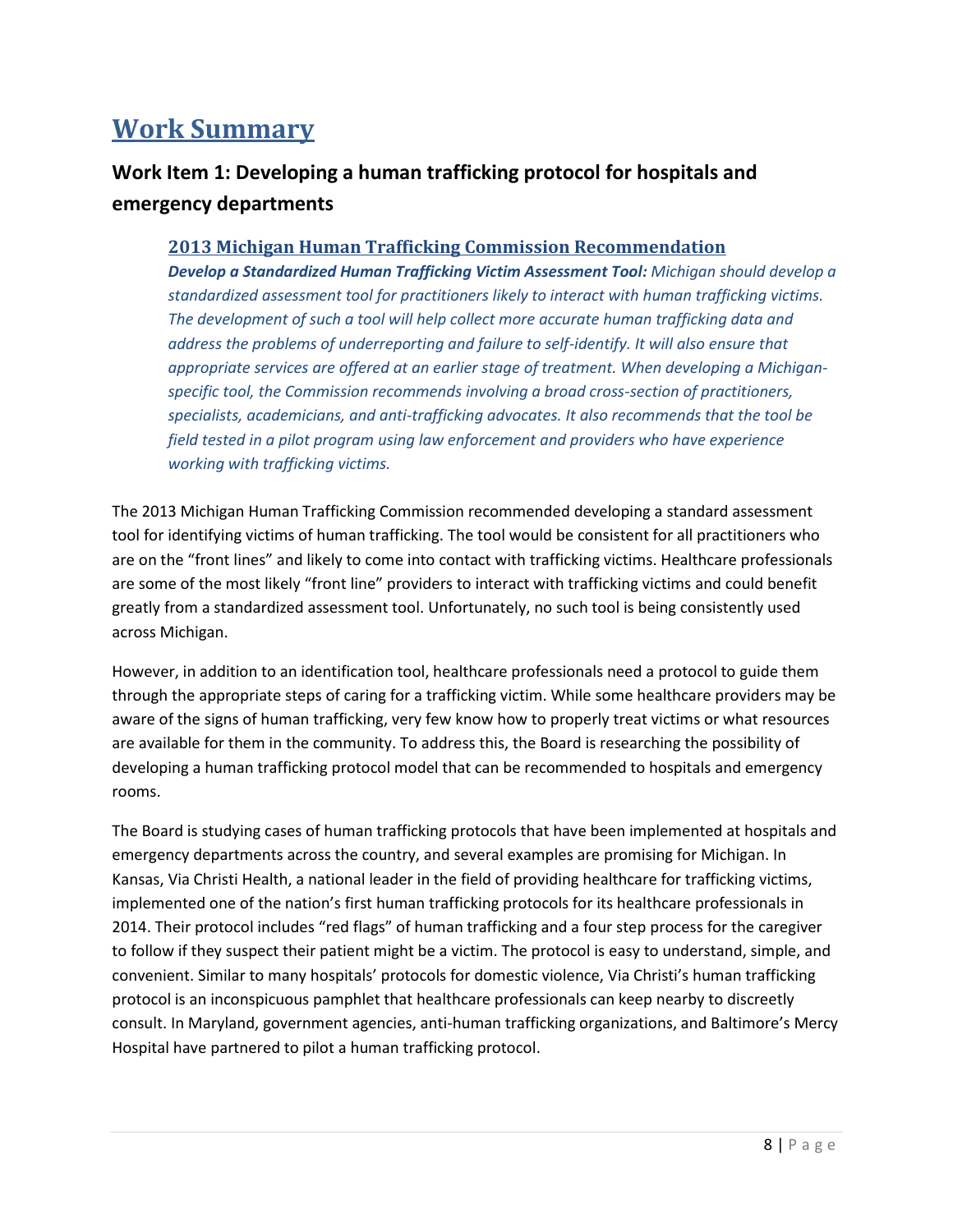# Work Summary

## Work Item 1: Developing a human trafficking protocol for hospitals and emergency departments

### 2013 Michigan Human Trafficking Commission Recommendation

***Develop a Standardized Human Trafficking Victim Assessment Tool:*** *Michigan should develop a standardized assessment tool for practitioners likely to interact with human trafficking victims. The development of such a tool will help collect more accurate human trafficking data and address the problems of underreporting and failure to self-identify. It will also ensure that appropriate services are offered at an earlier stage of treatment. When developing a Michigan-specific tool, the Commission recommends involving a broad cross-section of practitioners, specialists, academicians, and anti-trafficking advocates. It also recommends that the tool be field tested in a pilot program using law enforcement and providers who have experience working with trafficking victims.*

The 2013 Michigan Human Trafficking Commission recommended developing a standard assessment tool for identifying victims of human trafficking. The tool would be consistent for all practitioners who are on the "front lines" and likely to come into contact with trafficking victims. Healthcare professionals are some of the most likely "front line" providers to interact with trafficking victims and could benefit greatly from a standardized assessment tool. Unfortunately, no such tool is being consistently used across Michigan.

However, in addition to an identification tool, healthcare professionals need a protocol to guide them through the appropriate steps of caring for a trafficking victim. While some healthcare providers may be aware of the signs of human trafficking, very few know how to properly treat victims or what resources are available for them in the community. To address this, the Board is researching the possibility of developing a human trafficking protocol model that can be recommended to hospitals and emergency rooms.

The Board is studying cases of human trafficking protocols that have been implemented at hospitals and emergency departments across the country, and several examples are promising for Michigan. In Kansas, Via Christi Health, a national leader in the field of providing healthcare for trafficking victims, implemented one of the nation's first human trafficking protocols for its healthcare professionals in 2014. Their protocol includes "red flags" of human trafficking and a four step process for the caregiver to follow if they suspect their patient might be a victim. The protocol is easy to understand, simple, and convenient. Similar to many hospitals' protocols for domestic violence, Via Christi's human trafficking protocol is an inconspicuous pamphlet that healthcare professionals can keep nearby to discreetly consult. In Maryland, government agencies, anti-human trafficking organizations, and Baltimore's Mercy Hospital have partnered to pilot a human trafficking protocol.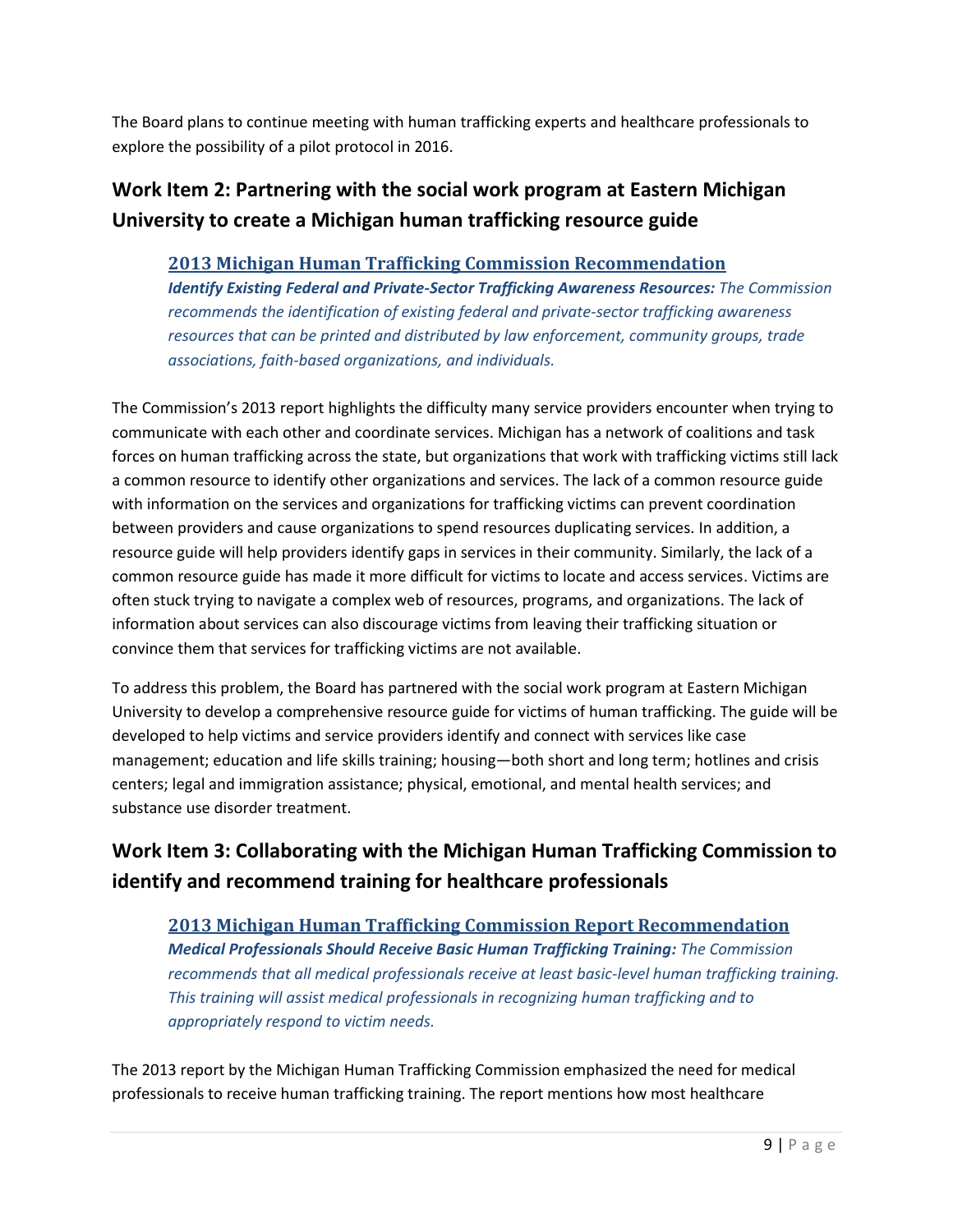The Board plans to continue meeting with human trafficking experts and healthcare professionals to explore the possibility of a pilot protocol in 2016.

## Work Item 2: Partnering with the social work program at Eastern Michigan University to create a Michigan human trafficking resource guide

> **2013 Michigan Human Trafficking Commission Recommendation**
> ***Identify Existing Federal and Private-Sector Trafficking Awareness Resources:*** *The Commission recommends the identification of existing federal and private-sector trafficking awareness resources that can be printed and distributed by law enforcement, community groups, trade associations, faith-based organizations, and individuals.*

The Commission's 2013 report highlights the difficulty many service providers encounter when trying to communicate with each other and coordinate services. Michigan has a network of coalitions and task forces on human trafficking across the state, but organizations that work with trafficking victims still lack a common resource to identify other organizations and services. The lack of a common resource guide with information on the services and organizations for trafficking victims can prevent coordination between providers and cause organizations to spend resources duplicating services. In addition, a resource guide will help providers identify gaps in services in their community. Similarly, the lack of a common resource guide has made it more difficult for victims to locate and access services. Victims are often stuck trying to navigate a complex web of resources, programs, and organizations. The lack of information about services can also discourage victims from leaving their trafficking situation or convince them that services for trafficking victims are not available.

To address this problem, the Board has partnered with the social work program at Eastern Michigan University to develop a comprehensive resource guide for victims of human trafficking. The guide will be developed to help victims and service providers identify and connect with services like case management; education and life skills training; housing—both short and long term; hotlines and crisis centers; legal and immigration assistance; physical, emotional, and mental health services; and substance use disorder treatment.

## Work Item 3: Collaborating with the Michigan Human Trafficking Commission to identify and recommend training for healthcare professionals

> **2013 Michigan Human Trafficking Commission Report Recommendation**
> ***Medical Professionals Should Receive Basic Human Trafficking Training:*** *The Commission recommends that all medical professionals receive at least basic-level human trafficking training. This training will assist medical professionals in recognizing human trafficking and to appropriately respond to victim needs.*

The 2013 report by the Michigan Human Trafficking Commission emphasized the need for medical professionals to receive human trafficking training. The report mentions how most healthcare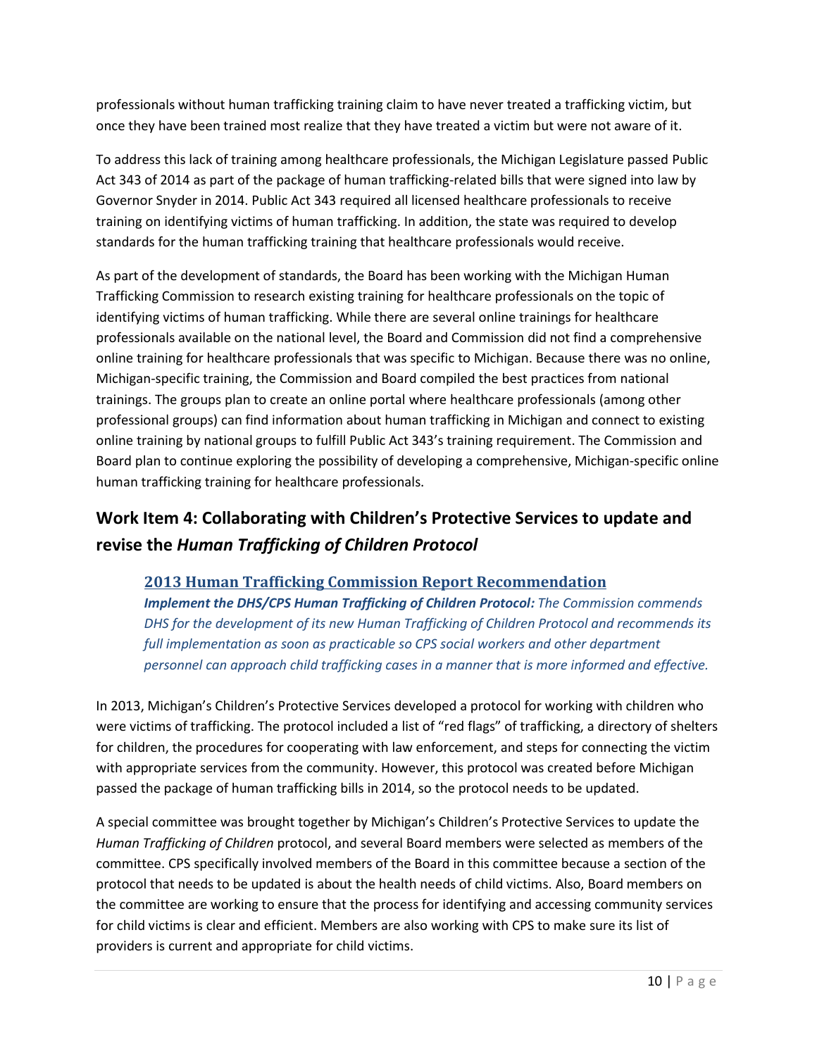professionals without human trafficking training claim to have never treated a trafficking victim, but once they have been trained most realize that they have treated a victim but were not aware of it.

To address this lack of training among healthcare professionals, the Michigan Legislature passed Public Act 343 of 2014 as part of the package of human trafficking-related bills that were signed into law by Governor Snyder in 2014. Public Act 343 required all licensed healthcare professionals to receive training on identifying victims of human trafficking. In addition, the state was required to develop standards for the human trafficking training that healthcare professionals would receive.

As part of the development of standards, the Board has been working with the Michigan Human Trafficking Commission to research existing training for healthcare professionals on the topic of identifying victims of human trafficking. While there are several online trainings for healthcare professionals available on the national level, the Board and Commission did not find a comprehensive online training for healthcare professionals that was specific to Michigan. Because there was no online, Michigan-specific training, the Commission and Board compiled the best practices from national trainings. The groups plan to create an online portal where healthcare professionals (among other professional groups) can find information about human trafficking in Michigan and connect to existing online training by national groups to fulfill Public Act 343's training requirement. The Commission and Board plan to continue exploring the possibility of developing a comprehensive, Michigan-specific online human trafficking training for healthcare professionals.

## Work Item 4: Collaborating with Children's Protective Services to update and revise the *Human Trafficking of Children Protocol*

### 2013 Human Trafficking Commission Report Recommendation

***Implement the DHS/CPS Human Trafficking of Children Protocol:*** *The Commission commends DHS for the development of its new Human Trafficking of Children Protocol and recommends its full implementation as soon as practicable so CPS social workers and other department personnel can approach child trafficking cases in a manner that is more informed and effective.*

In 2013, Michigan's Children's Protective Services developed a protocol for working with children who were victims of trafficking. The protocol included a list of "red flags" of trafficking, a directory of shelters for children, the procedures for cooperating with law enforcement, and steps for connecting the victim with appropriate services from the community. However, this protocol was created before Michigan passed the package of human trafficking bills in 2014, so the protocol needs to be updated.

A special committee was brought together by Michigan's Children's Protective Services to update the *Human Trafficking of Children* protocol, and several Board members were selected as members of the committee. CPS specifically involved members of the Board in this committee because a section of the protocol that needs to be updated is about the health needs of child victims. Also, Board members on the committee are working to ensure that the process for identifying and accessing community services for child victims is clear and efficient. Members are also working with CPS to make sure its list of providers is current and appropriate for child victims.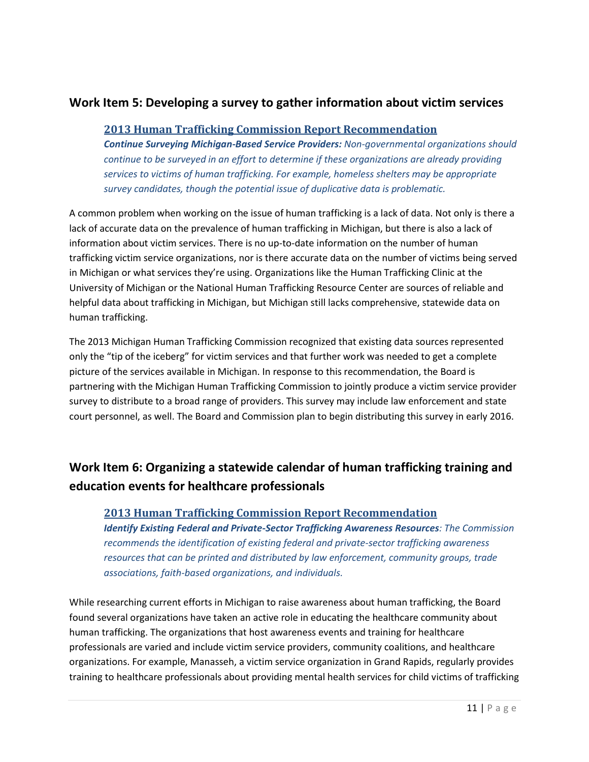## Work Item 5: Developing a survey to gather information about victim services

> **2013 Human Trafficking Commission Report Recommendation**
>
> ***Continue Surveying Michigan-Based Service Providers:*** *Non-governmental organizations should continue to be surveyed in an effort to determine if these organizations are already providing services to victims of human trafficking. For example, homeless shelters may be appropriate survey candidates, though the potential issue of duplicative data is problematic.*

A common problem when working on the issue of human trafficking is a lack of data. Not only is there a lack of accurate data on the prevalence of human trafficking in Michigan, but there is also a lack of information about victim services. There is no up-to-date information on the number of human trafficking victim service organizations, nor is there accurate data on the number of victims being served in Michigan or what services they're using. Organizations like the Human Trafficking Clinic at the University of Michigan or the National Human Trafficking Resource Center are sources of reliable and helpful data about trafficking in Michigan, but Michigan still lacks comprehensive, statewide data on human trafficking.

The 2013 Michigan Human Trafficking Commission recognized that existing data sources represented only the "tip of the iceberg" for victim services and that further work was needed to get a complete picture of the services available in Michigan. In response to this recommendation, the Board is partnering with the Michigan Human Trafficking Commission to jointly produce a victim service provider survey to distribute to a broad range of providers. This survey may include law enforcement and state court personnel, as well. The Board and Commission plan to begin distributing this survey in early 2016.

## Work Item 6: Organizing a statewide calendar of human trafficking training and education events for healthcare professionals

> **2013 Human Trafficking Commission Report Recommendation**
>
> ***Identify Existing Federal and Private-Sector Trafficking Awareness Resources****: The Commission recommends the identification of existing federal and private-sector trafficking awareness resources that can be printed and distributed by law enforcement, community groups, trade associations, faith-based organizations, and individuals.*

While researching current efforts in Michigan to raise awareness about human trafficking, the Board found several organizations have taken an active role in educating the healthcare community about human trafficking. The organizations that host awareness events and training for healthcare professionals are varied and include victim service providers, community coalitions, and healthcare organizations. For example, Manasseh, a victim service organization in Grand Rapids, regularly provides training to healthcare professionals about providing mental health services for child victims of trafficking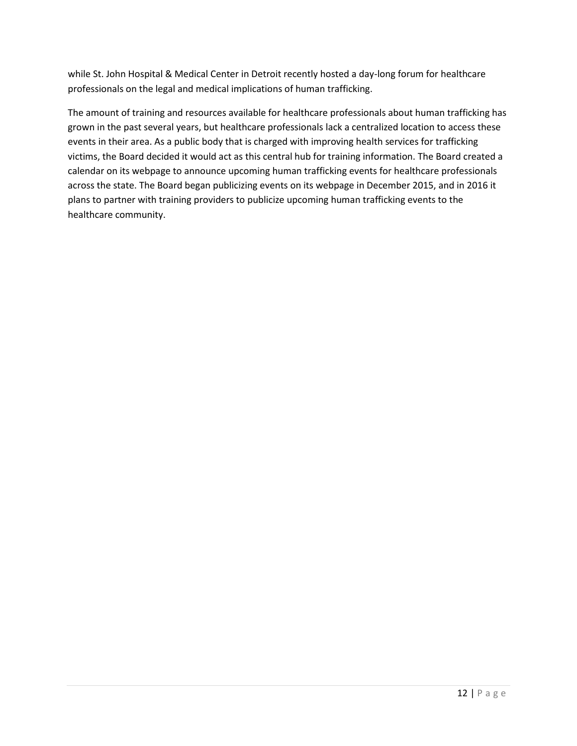while St. John Hospital & Medical Center in Detroit recently hosted a day-long forum for healthcare professionals on the legal and medical implications of human trafficking.

The amount of training and resources available for healthcare professionals about human trafficking has grown in the past several years, but healthcare professionals lack a centralized location to access these events in their area. As a public body that is charged with improving health services for trafficking victims, the Board decided it would act as this central hub for training information. The Board created a calendar on its webpage to announce upcoming human trafficking events for healthcare professionals across the state. The Board began publicizing events on its webpage in December 2015, and in 2016 it plans to partner with training providers to publicize upcoming human trafficking events to the healthcare community.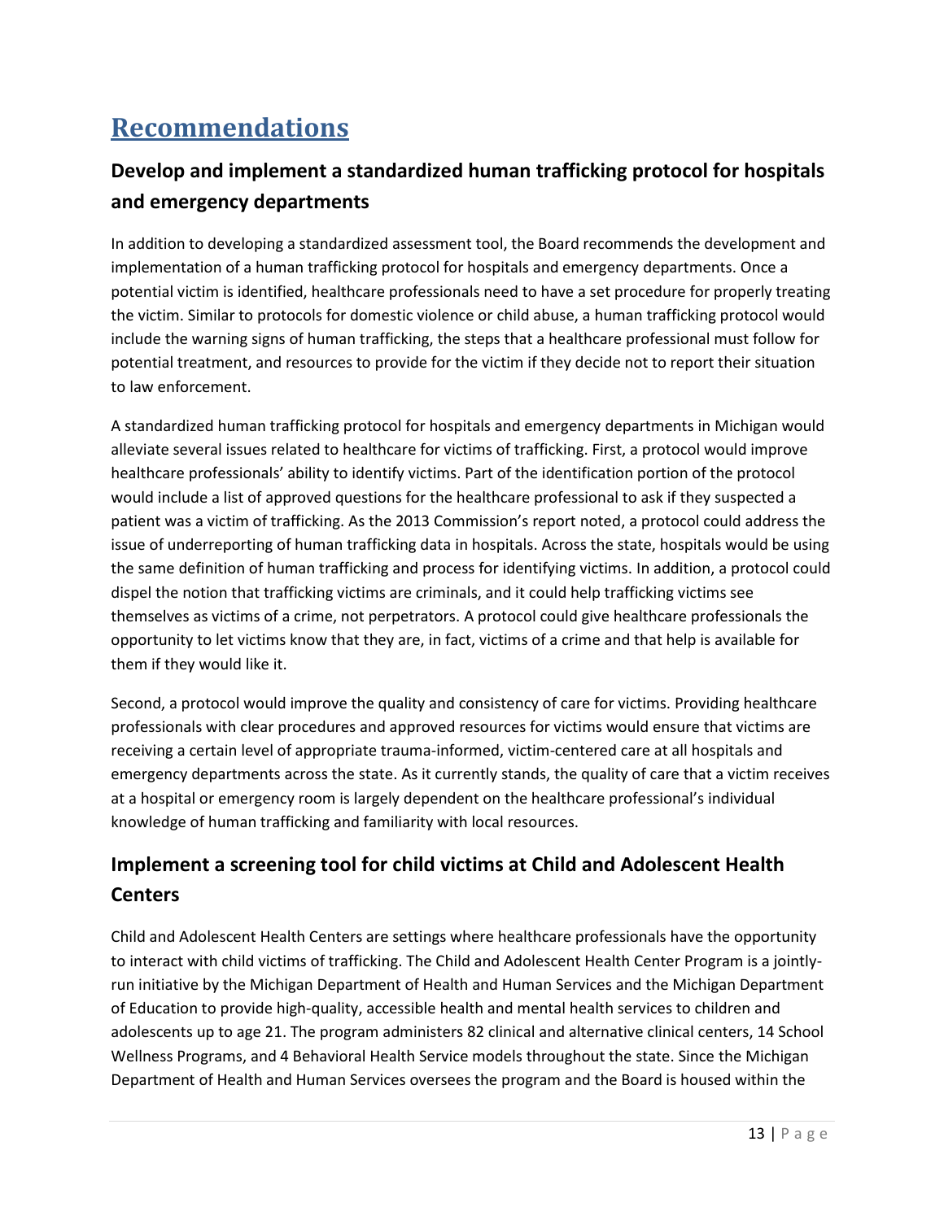# Recommendations

## Develop and implement a standardized human trafficking protocol for hospitals and emergency departments

In addition to developing a standardized assessment tool, the Board recommends the development and implementation of a human trafficking protocol for hospitals and emergency departments. Once a potential victim is identified, healthcare professionals need to have a set procedure for properly treating the victim. Similar to protocols for domestic violence or child abuse, a human trafficking protocol would include the warning signs of human trafficking, the steps that a healthcare professional must follow for potential treatment, and resources to provide for the victim if they decide not to report their situation to law enforcement.

A standardized human trafficking protocol for hospitals and emergency departments in Michigan would alleviate several issues related to healthcare for victims of trafficking. First, a protocol would improve healthcare professionals' ability to identify victims. Part of the identification portion of the protocol would include a list of approved questions for the healthcare professional to ask if they suspected a patient was a victim of trafficking. As the 2013 Commission's report noted, a protocol could address the issue of underreporting of human trafficking data in hospitals. Across the state, hospitals would be using the same definition of human trafficking and process for identifying victims. In addition, a protocol could dispel the notion that trafficking victims are criminals, and it could help trafficking victims see themselves as victims of a crime, not perpetrators. A protocol could give healthcare professionals the opportunity to let victims know that they are, in fact, victims of a crime and that help is available for them if they would like it.

Second, a protocol would improve the quality and consistency of care for victims. Providing healthcare professionals with clear procedures and approved resources for victims would ensure that victims are receiving a certain level of appropriate trauma-informed, victim-centered care at all hospitals and emergency departments across the state. As it currently stands, the quality of care that a victim receives at a hospital or emergency room is largely dependent on the healthcare professional's individual knowledge of human trafficking and familiarity with local resources.

## Implement a screening tool for child victims at Child and Adolescent Health Centers

Child and Adolescent Health Centers are settings where healthcare professionals have the opportunity to interact with child victims of trafficking. The Child and Adolescent Health Center Program is a jointly-run initiative by the Michigan Department of Health and Human Services and the Michigan Department of Education to provide high-quality, accessible health and mental health services to children and adolescents up to age 21. The program administers 82 clinical and alternative clinical centers, 14 School Wellness Programs, and 4 Behavioral Health Service models throughout the state. Since the Michigan Department of Health and Human Services oversees the program and the Board is housed within the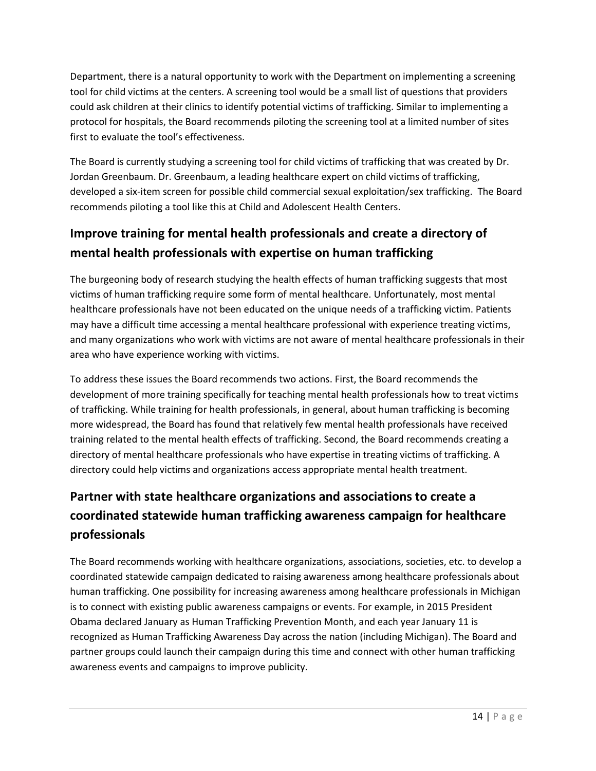Department, there is a natural opportunity to work with the Department on implementing a screening tool for child victims at the centers. A screening tool would be a small list of questions that providers could ask children at their clinics to identify potential victims of trafficking. Similar to implementing a protocol for hospitals, the Board recommends piloting the screening tool at a limited number of sites first to evaluate the tool's effectiveness.

The Board is currently studying a screening tool for child victims of trafficking that was created by Dr. Jordan Greenbaum. Dr. Greenbaum, a leading healthcare expert on child victims of trafficking, developed a six-item screen for possible child commercial sexual exploitation/sex trafficking. The Board recommends piloting a tool like this at Child and Adolescent Health Centers.

## Improve training for mental health professionals and create a directory of mental health professionals with expertise on human trafficking

The burgeoning body of research studying the health effects of human trafficking suggests that most victims of human trafficking require some form of mental healthcare. Unfortunately, most mental healthcare professionals have not been educated on the unique needs of a trafficking victim. Patients may have a difficult time accessing a mental healthcare professional with experience treating victims, and many organizations who work with victims are not aware of mental healthcare professionals in their area who have experience working with victims.

To address these issues the Board recommends two actions. First, the Board recommends the development of more training specifically for teaching mental health professionals how to treat victims of trafficking. While training for health professionals, in general, about human trafficking is becoming more widespread, the Board has found that relatively few mental health professionals have received training related to the mental health effects of trafficking. Second, the Board recommends creating a directory of mental healthcare professionals who have expertise in treating victims of trafficking. A directory could help victims and organizations access appropriate mental health treatment.

## Partner with state healthcare organizations and associations to create a coordinated statewide human trafficking awareness campaign for healthcare professionals

The Board recommends working with healthcare organizations, associations, societies, etc. to develop a coordinated statewide campaign dedicated to raising awareness among healthcare professionals about human trafficking. One possibility for increasing awareness among healthcare professionals in Michigan is to connect with existing public awareness campaigns or events. For example, in 2015 President Obama declared January as Human Trafficking Prevention Month, and each year January 11 is recognized as Human Trafficking Awareness Day across the nation (including Michigan). The Board and partner groups could launch their campaign during this time and connect with other human trafficking awareness events and campaigns to improve publicity.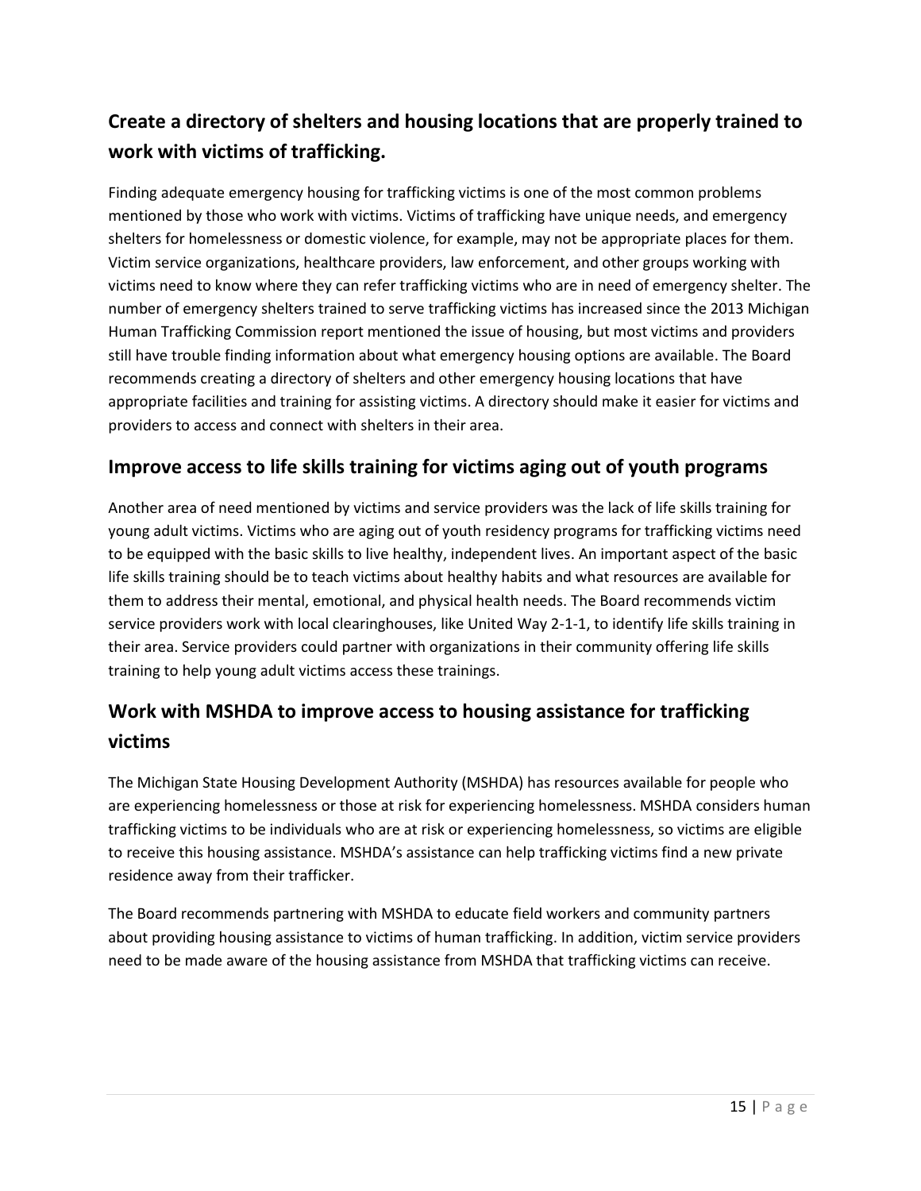## Create a directory of shelters and housing locations that are properly trained to work with victims of trafficking.

Finding adequate emergency housing for trafficking victims is one of the most common problems mentioned by those who work with victims. Victims of trafficking have unique needs, and emergency shelters for homelessness or domestic violence, for example, may not be appropriate places for them. Victim service organizations, healthcare providers, law enforcement, and other groups working with victims need to know where they can refer trafficking victims who are in need of emergency shelter. The number of emergency shelters trained to serve trafficking victims has increased since the 2013 Michigan Human Trafficking Commission report mentioned the issue of housing, but most victims and providers still have trouble finding information about what emergency housing options are available. The Board recommends creating a directory of shelters and other emergency housing locations that have appropriate facilities and training for assisting victims. A directory should make it easier for victims and providers to access and connect with shelters in their area.

## Improve access to life skills training for victims aging out of youth programs

Another area of need mentioned by victims and service providers was the lack of life skills training for young adult victims. Victims who are aging out of youth residency programs for trafficking victims need to be equipped with the basic skills to live healthy, independent lives. An important aspect of the basic life skills training should be to teach victims about healthy habits and what resources are available for them to address their mental, emotional, and physical health needs. The Board recommends victim service providers work with local clearinghouses, like United Way 2-1-1, to identify life skills training in their area. Service providers could partner with organizations in their community offering life skills training to help young adult victims access these trainings.

## Work with MSHDA to improve access to housing assistance for trafficking victims

The Michigan State Housing Development Authority (MSHDA) has resources available for people who are experiencing homelessness or those at risk for experiencing homelessness. MSHDA considers human trafficking victims to be individuals who are at risk or experiencing homelessness, so victims are eligible to receive this housing assistance. MSHDA's assistance can help trafficking victims find a new private residence away from their trafficker.

The Board recommends partnering with MSHDA to educate field workers and community partners about providing housing assistance to victims of human trafficking. In addition, victim service providers need to be made aware of the housing assistance from MSHDA that trafficking victims can receive.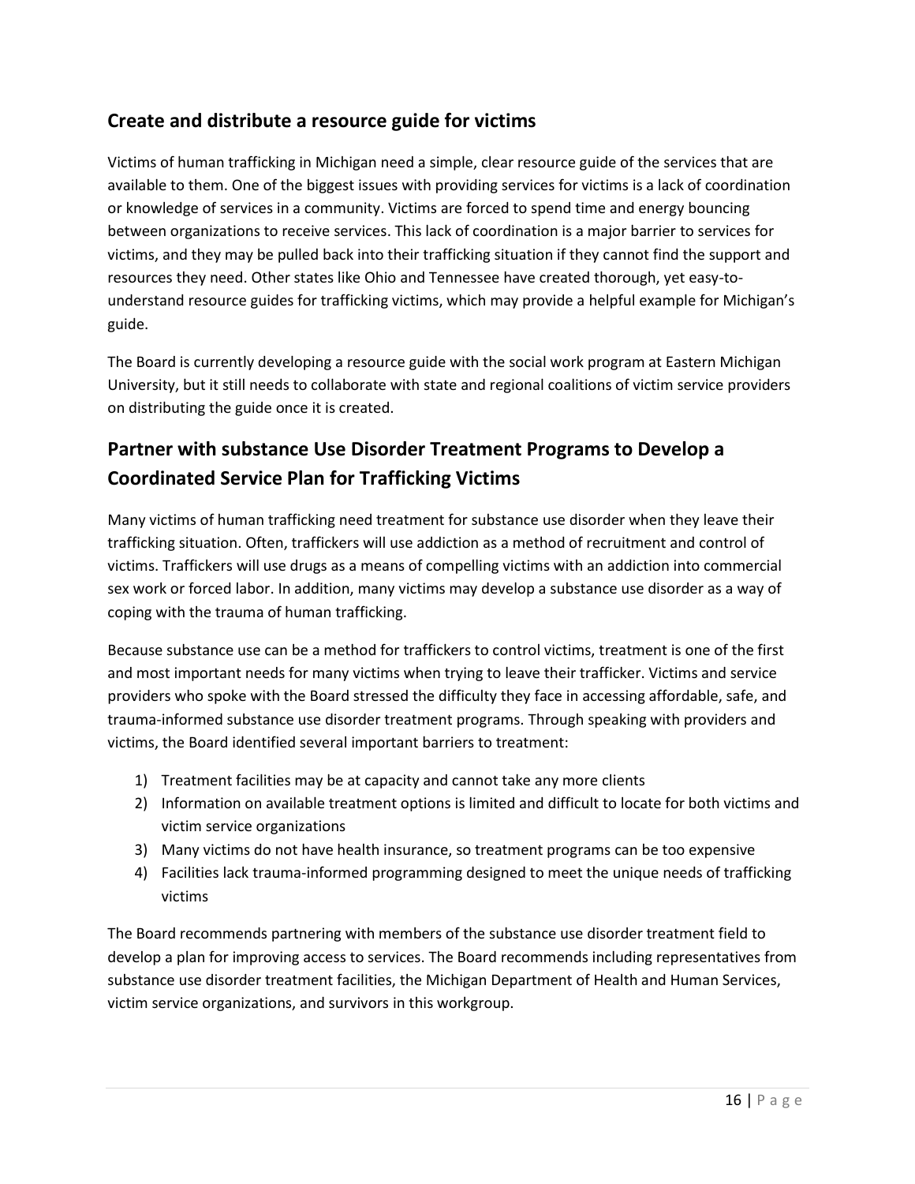## Create and distribute a resource guide for victims

Victims of human trafficking in Michigan need a simple, clear resource guide of the services that are available to them. One of the biggest issues with providing services for victims is a lack of coordination or knowledge of services in a community. Victims are forced to spend time and energy bouncing between organizations to receive services. This lack of coordination is a major barrier to services for victims, and they may be pulled back into their trafficking situation if they cannot find the support and resources they need. Other states like Ohio and Tennessee have created thorough, yet easy-to-understand resource guides for trafficking victims, which may provide a helpful example for Michigan's guide.

The Board is currently developing a resource guide with the social work program at Eastern Michigan University, but it still needs to collaborate with state and regional coalitions of victim service providers on distributing the guide once it is created.

## Partner with substance Use Disorder Treatment Programs to Develop a Coordinated Service Plan for Trafficking Victims

Many victims of human trafficking need treatment for substance use disorder when they leave their trafficking situation. Often, traffickers will use addiction as a method of recruitment and control of victims. Traffickers will use drugs as a means of compelling victims with an addiction into commercial sex work or forced labor. In addition, many victims may develop a substance use disorder as a way of coping with the trauma of human trafficking.

Because substance use can be a method for traffickers to control victims, treatment is one of the first and most important needs for many victims when trying to leave their trafficker. Victims and service providers who spoke with the Board stressed the difficulty they face in accessing affordable, safe, and trauma-informed substance use disorder treatment programs. Through speaking with providers and victims, the Board identified several important barriers to treatment:

1) Treatment facilities may be at capacity and cannot take any more clients
2) Information on available treatment options is limited and difficult to locate for both victims and victim service organizations
3) Many victims do not have health insurance, so treatment programs can be too expensive
4) Facilities lack trauma-informed programming designed to meet the unique needs of trafficking victims

The Board recommends partnering with members of the substance use disorder treatment field to develop a plan for improving access to services. The Board recommends including representatives from substance use disorder treatment facilities, the Michigan Department of Health and Human Services, victim service organizations, and survivors in this workgroup.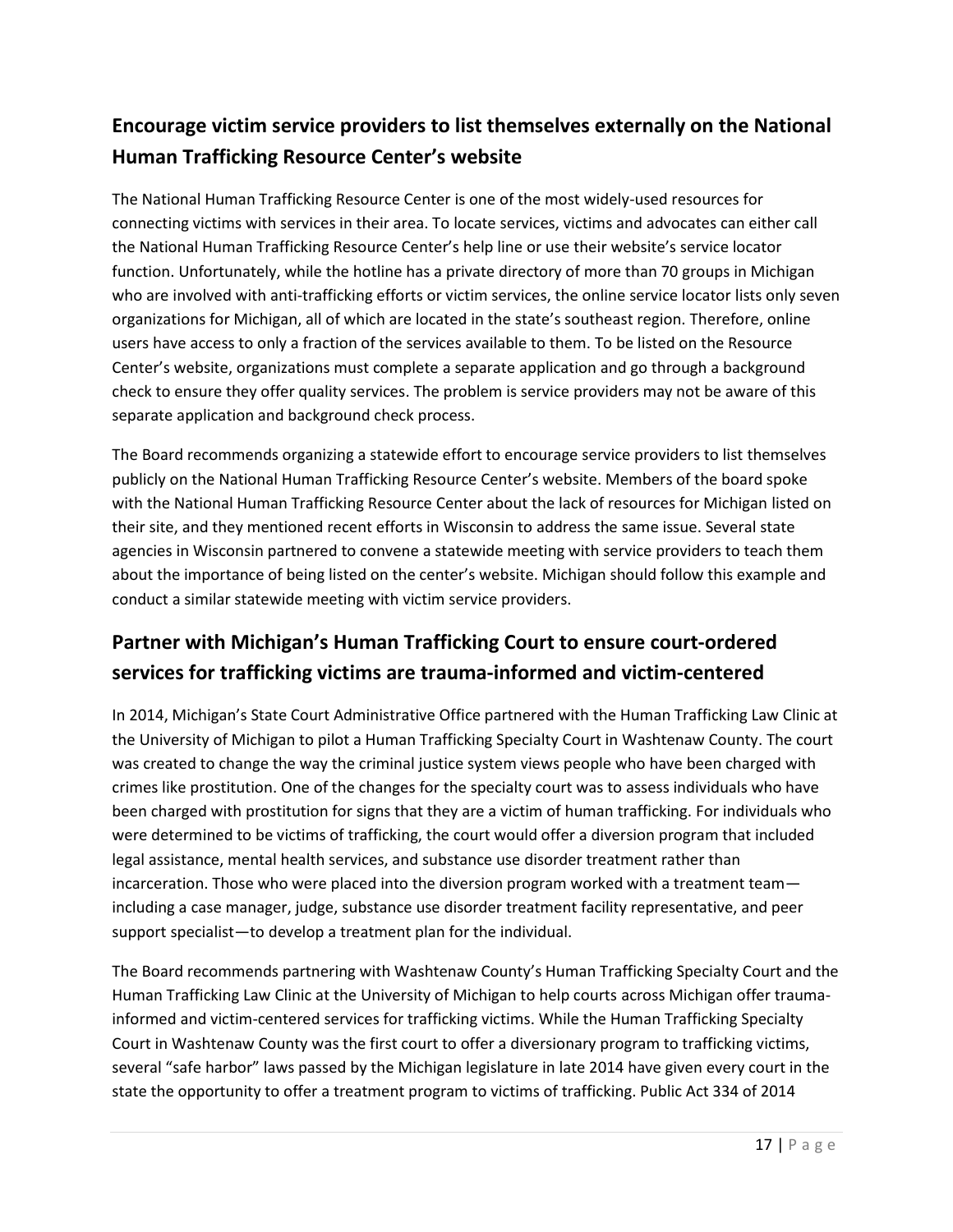## Encourage victim service providers to list themselves externally on the National Human Trafficking Resource Center's website

The National Human Trafficking Resource Center is one of the most widely-used resources for connecting victims with services in their area. To locate services, victims and advocates can either call the National Human Trafficking Resource Center's help line or use their website's service locator function. Unfortunately, while the hotline has a private directory of more than 70 groups in Michigan who are involved with anti-trafficking efforts or victim services, the online service locator lists only seven organizations for Michigan, all of which are located in the state's southeast region. Therefore, online users have access to only a fraction of the services available to them. To be listed on the Resource Center's website, organizations must complete a separate application and go through a background check to ensure they offer quality services. The problem is service providers may not be aware of this separate application and background check process.

The Board recommends organizing a statewide effort to encourage service providers to list themselves publicly on the National Human Trafficking Resource Center's website. Members of the board spoke with the National Human Trafficking Resource Center about the lack of resources for Michigan listed on their site, and they mentioned recent efforts in Wisconsin to address the same issue. Several state agencies in Wisconsin partnered to convene a statewide meeting with service providers to teach them about the importance of being listed on the center's website. Michigan should follow this example and conduct a similar statewide meeting with victim service providers.

## Partner with Michigan's Human Trafficking Court to ensure court-ordered services for trafficking victims are trauma-informed and victim-centered

In 2014, Michigan's State Court Administrative Office partnered with the Human Trafficking Law Clinic at the University of Michigan to pilot a Human Trafficking Specialty Court in Washtenaw County. The court was created to change the way the criminal justice system views people who have been charged with crimes like prostitution. One of the changes for the specialty court was to assess individuals who have been charged with prostitution for signs that they are a victim of human trafficking. For individuals who were determined to be victims of trafficking, the court would offer a diversion program that included legal assistance, mental health services, and substance use disorder treatment rather than incarceration. Those who were placed into the diversion program worked with a treatment team—including a case manager, judge, substance use disorder treatment facility representative, and peer support specialist—to develop a treatment plan for the individual.

The Board recommends partnering with Washtenaw County's Human Trafficking Specialty Court and the Human Trafficking Law Clinic at the University of Michigan to help courts across Michigan offer trauma-informed and victim-centered services for trafficking victims. While the Human Trafficking Specialty Court in Washtenaw County was the first court to offer a diversionary program to trafficking victims, several "safe harbor" laws passed by the Michigan legislature in late 2014 have given every court in the state the opportunity to offer a treatment program to victims of trafficking. Public Act 334 of 2014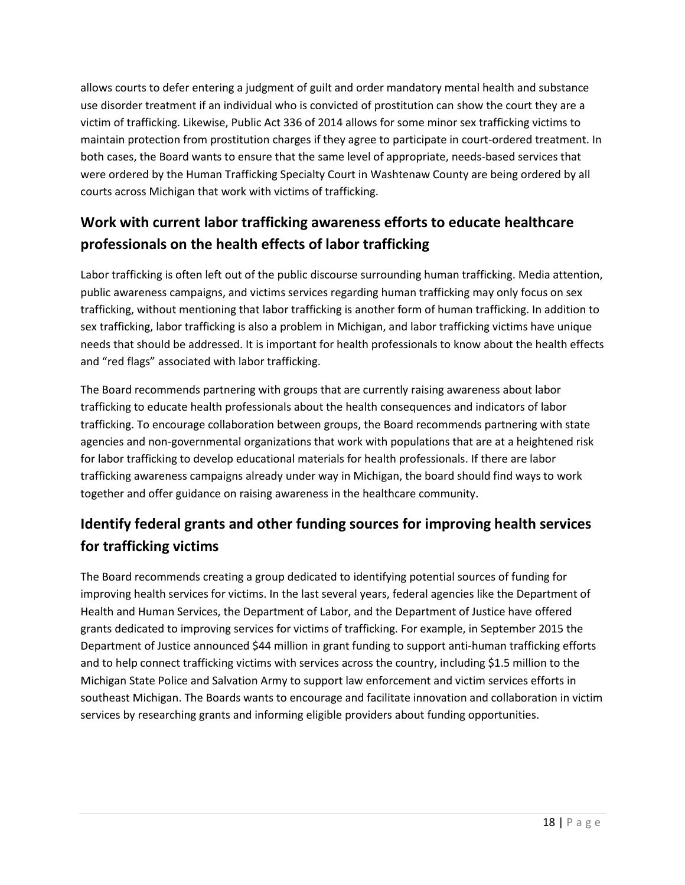allows courts to defer entering a judgment of guilt and order mandatory mental health and substance use disorder treatment if an individual who is convicted of prostitution can show the court they are a victim of trafficking. Likewise, Public Act 336 of 2014 allows for some minor sex trafficking victims to maintain protection from prostitution charges if they agree to participate in court-ordered treatment. In both cases, the Board wants to ensure that the same level of appropriate, needs-based services that were ordered by the Human Trafficking Specialty Court in Washtenaw County are being ordered by all courts across Michigan that work with victims of trafficking.

## Work with current labor trafficking awareness efforts to educate healthcare professionals on the health effects of labor trafficking

Labor trafficking is often left out of the public discourse surrounding human trafficking. Media attention, public awareness campaigns, and victims services regarding human trafficking may only focus on sex trafficking, without mentioning that labor trafficking is another form of human trafficking. In addition to sex trafficking, labor trafficking is also a problem in Michigan, and labor trafficking victims have unique needs that should be addressed. It is important for health professionals to know about the health effects and "red flags" associated with labor trafficking.

The Board recommends partnering with groups that are currently raising awareness about labor trafficking to educate health professionals about the health consequences and indicators of labor trafficking. To encourage collaboration between groups, the Board recommends partnering with state agencies and non-governmental organizations that work with populations that are at a heightened risk for labor trafficking to develop educational materials for health professionals. If there are labor trafficking awareness campaigns already under way in Michigan, the board should find ways to work together and offer guidance on raising awareness in the healthcare community.

## Identify federal grants and other funding sources for improving health services for trafficking victims

The Board recommends creating a group dedicated to identifying potential sources of funding for improving health services for victims. In the last several years, federal agencies like the Department of Health and Human Services, the Department of Labor, and the Department of Justice have offered grants dedicated to improving services for victims of trafficking. For example, in September 2015 the Department of Justice announced $44 million in grant funding to support anti-human trafficking efforts and to help connect trafficking victims with services across the country, including $1.5 million to the Michigan State Police and Salvation Army to support law enforcement and victim services efforts in southeast Michigan. The Boards wants to encourage and facilitate innovation and collaboration in victim services by researching grants and informing eligible providers about funding opportunities.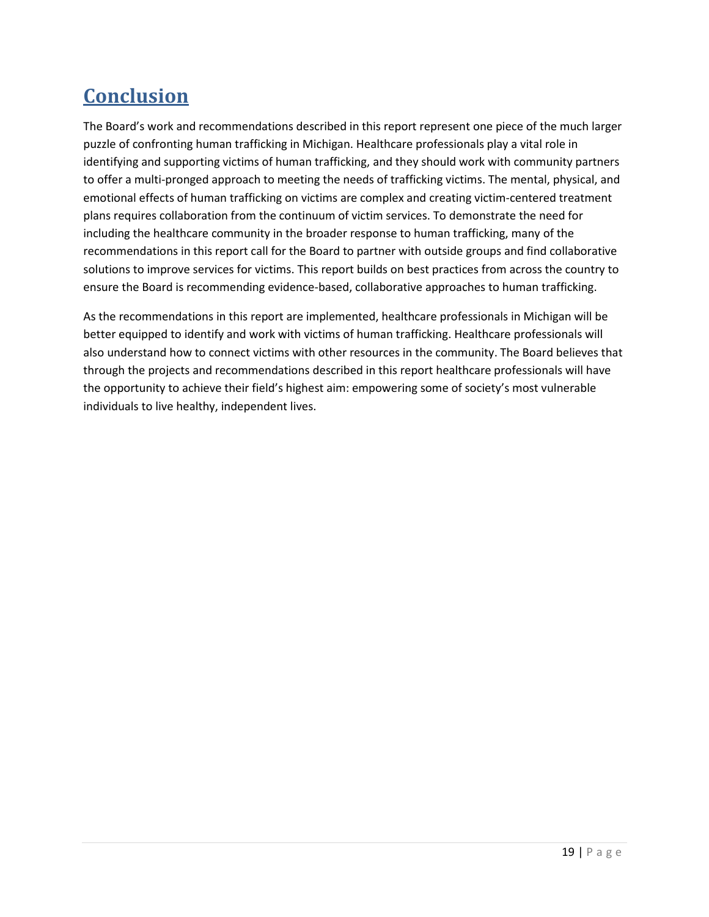## Conclusion

The Board's work and recommendations described in this report represent one piece of the much larger puzzle of confronting human trafficking in Michigan. Healthcare professionals play a vital role in identifying and supporting victims of human trafficking, and they should work with community partners to offer a multi-pronged approach to meeting the needs of trafficking victims. The mental, physical, and emotional effects of human trafficking on victims are complex and creating victim-centered treatment plans requires collaboration from the continuum of victim services. To demonstrate the need for including the healthcare community in the broader response to human trafficking, many of the recommendations in this report call for the Board to partner with outside groups and find collaborative solutions to improve services for victims. This report builds on best practices from across the country to ensure the Board is recommending evidence-based, collaborative approaches to human trafficking.

As the recommendations in this report are implemented, healthcare professionals in Michigan will be better equipped to identify and work with victims of human trafficking. Healthcare professionals will also understand how to connect victims with other resources in the community. The Board believes that through the projects and recommendations described in this report healthcare professionals will have the opportunity to achieve their field's highest aim: empowering some of society's most vulnerable individuals to live healthy, independent lives.